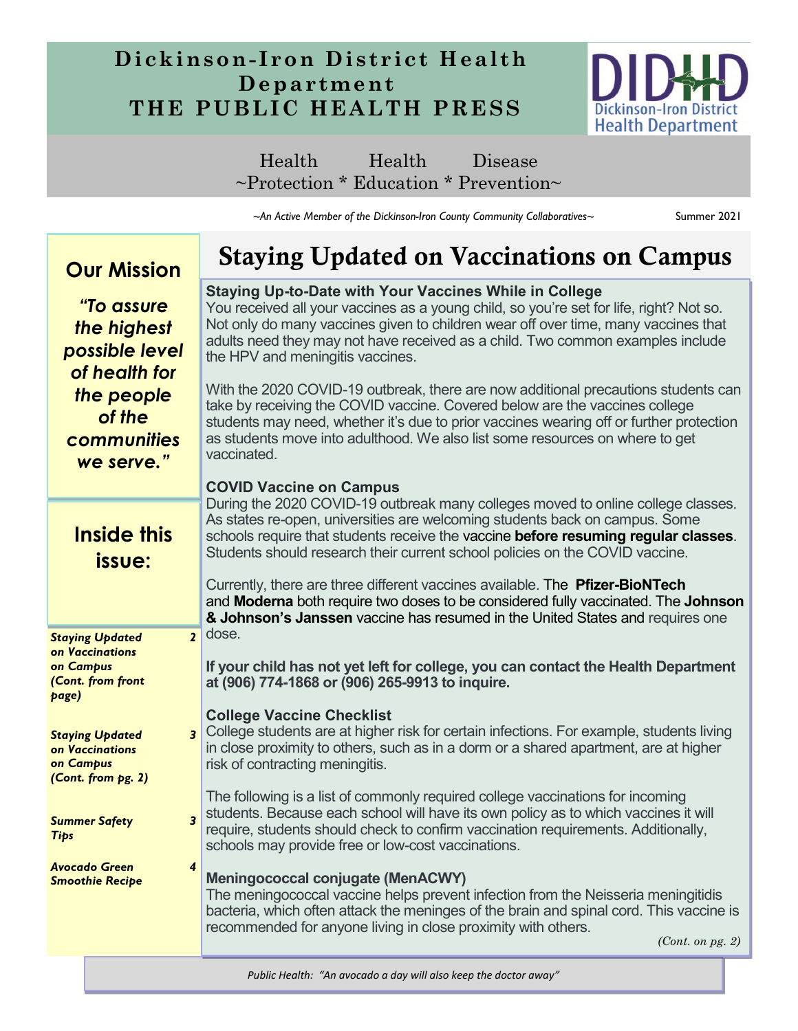# Dickinson-Iron District Health Department
# THE PUBLIC HEALTH PRESS

Health Health Disease
~Protection * Education * Prevention~

*~An Active Member of the Dickinson-Iron County Community Collaboratives~*

Summer 2021

## Our Mission

***"To assure the highest possible level of health for the people of the communities we serve."***

## Inside this issue:

| | |
|---|---|
| *Staying Updated on Vaccinations on Campus (Cont. from front page)* | 2 |
| *Staying Updated on Vaccinations on Campus (Cont. from pg. 2)* | 3 |
| *Summer Safety Tips* | 3 |
| *Avocado Green Smoothie Recipe* | 4 |

# Staying Updated on Vaccinations on Campus

### Staying Up-to-Date with Your Vaccines While in College

You received all your vaccines as a young child, so you're set for life, right? Not so. Not only do many vaccines given to children wear off over time, many vaccines that adults need they may not have received as a child. Two common examples include the HPV and meningitis vaccines.

With the 2020 COVID-19 outbreak, there are now additional precautions students can take by receiving the COVID vaccine. Covered below are the vaccines college students may need, whether it's due to prior vaccines wearing off or further protection as students move into adulthood. We also list some resources on where to get vaccinated.

### COVID Vaccine on Campus

During the 2020 COVID-19 outbreak many colleges moved to online college classes. As states re-open, universities are welcoming students back on campus. Some schools require that students receive the vaccine **before resuming regular classes**. Students should research their current school policies on the COVID vaccine.

Currently, there are three different vaccines available. The **Pfizer-BioNTech** and **Moderna** both require two doses to be considered fully vaccinated. The **Johnson & Johnson's Janssen** vaccine has resumed in the United States and requires one dose.

**If your child has not yet left for college, you can contact the Health Department at (906) 774-1868 or (906) 265-9913 to inquire.**

### College Vaccine Checklist

College students are at higher risk for certain infections. For example, students living in close proximity to others, such as in a dorm or a shared apartment, are at higher risk of contracting meningitis.

The following is a list of commonly required college vaccinations for incoming students. Because each school will have its own policy as to which vaccines it will require, students should check to confirm vaccination requirements. Additionally, schools may provide free or low-cost vaccinations.

### Meningococcal conjugate (MenACWY)

The meningococcal vaccine helps prevent infection from the Neisseria meningitidis bacteria, which often attack the meninges of the brain and spinal cord. This vaccine is recommended for anyone living in close proximity with others.

*(Cont. on pg. 2)*

*Public Health: "An avocado a day will also keep the doctor away"*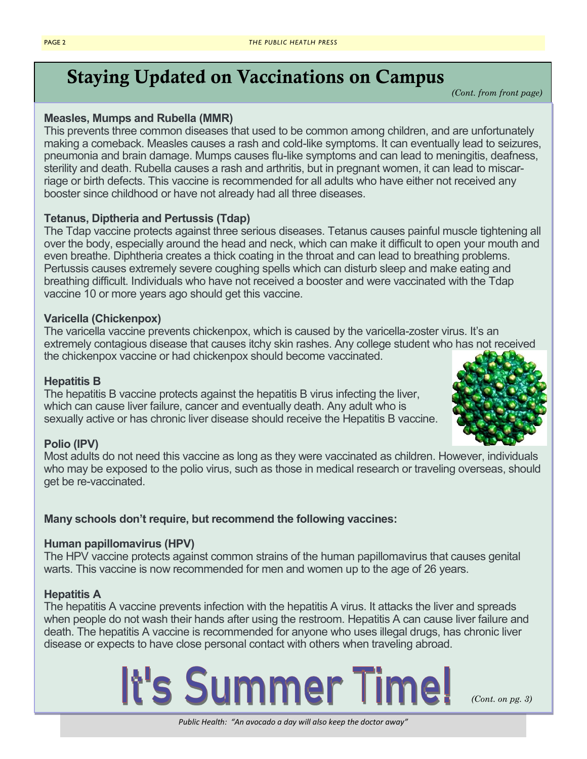# Staying Updated on Vaccinations on Campus

*(Cont. from front page)*

### Measles, Mumps and Rubella (MMR)

This prevents three common diseases that used to be common among children, and are unfortunately making a comeback. Measles causes a rash and cold-like symptoms. It can eventually lead to seizures, pneumonia and brain damage. Mumps causes flu-like symptoms and can lead to meningitis, deafness, sterility and death. Rubella causes a rash and arthritis, but in pregnant women, it can lead to miscarriage or birth defects. This vaccine is recommended for all adults who have either not received any booster since childhood or have not already had all three diseases.

### Tetanus, Diptheria and Pertussis (Tdap)

The Tdap vaccine protects against three serious diseases. Tetanus causes painful muscle tightening all over the body, especially around the head and neck, which can make it difficult to open your mouth and even breathe. Diphtheria creates a thick coating in the throat and can lead to breathing problems. Pertussis causes extremely severe coughing spells which can disturb sleep and make eating and breathing difficult. Individuals who have not received a booster and were vaccinated with the Tdap vaccine 10 or more years ago should get this vaccine.

### Varicella (Chickenpox)

The varicella vaccine prevents chickenpox, which is caused by the varicella-zoster virus. It's an extremely contagious disease that causes itchy skin rashes. Any college student who has not received the chickenpox vaccine or had chickenpox should become vaccinated.

### Hepatitis B

The hepatitis B vaccine protects against the hepatitis B virus infecting the liver, which can cause liver failure, cancer and eventually death. Any adult who is sexually active or has chronic liver disease should receive the Hepatitis B vaccine.

### Polio (IPV)

Most adults do not need this vaccine as long as they were vaccinated as children. However, individuals who may be exposed to the polio virus, such as those in medical research or traveling overseas, should get be re-vaccinated.

**Many schools don't require, but recommend the following vaccines:**

### Human papillomavirus (HPV)

The HPV vaccine protects against common strains of the human papillomavirus that causes genital warts. This vaccine is now recommended for men and women up to the age of 26 years.

### Hepatitis A

The hepatitis A vaccine prevents infection with the hepatitis A virus. It attacks the liver and spreads when people do not wash their hands after using the restroom. Hepatitis A can cause liver failure and death. The hepatitis A vaccine is recommended for anyone who uses illegal drugs, has chronic liver disease or expects to have close personal contact with others when traveling abroad.

# It's Summer Time!

*(Cont. on pg. 3)*

*Public Health: "An avocado a day will also keep the doctor away"*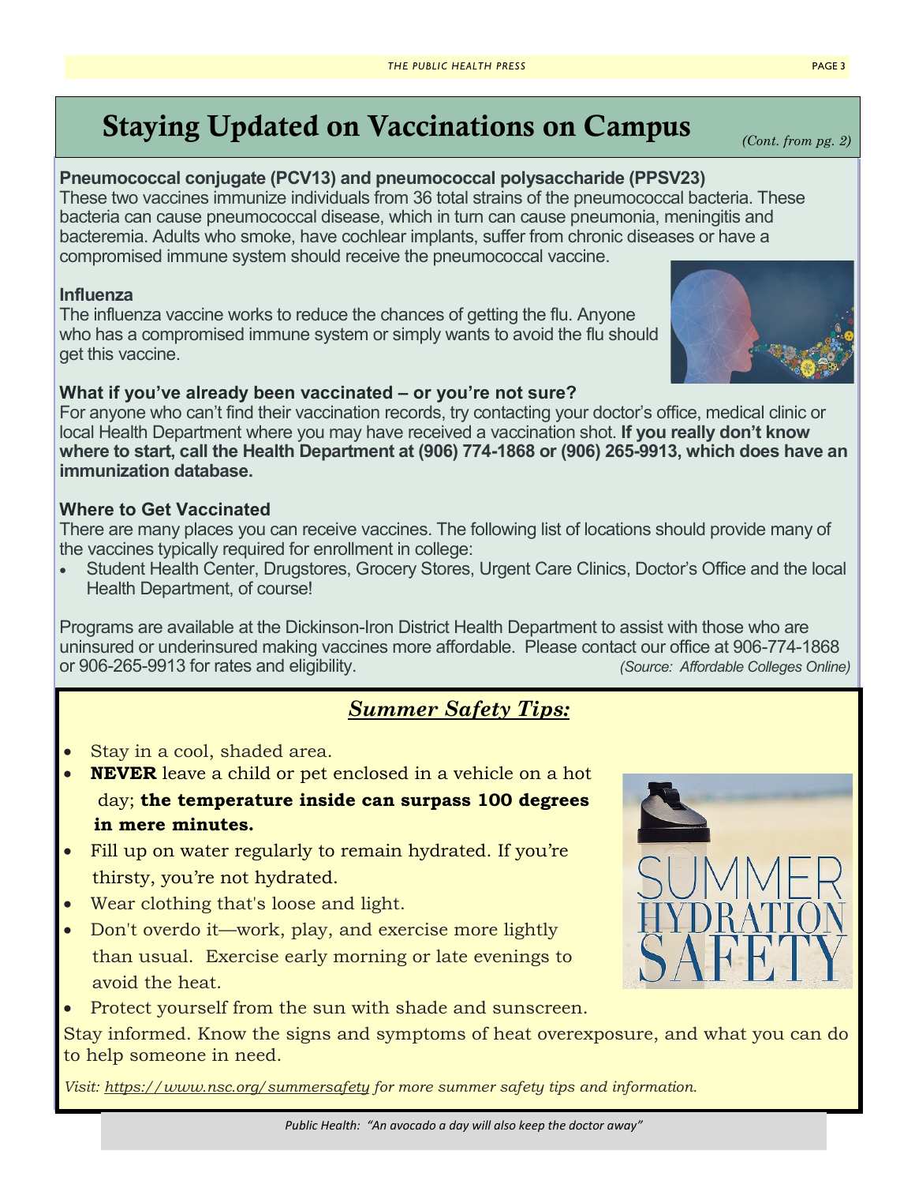# Staying Updated on Vaccinations on Campus

*(Cont. from pg. 2)*

**Pneumococcal conjugate (PCV13) and pneumococcal polysaccharide (PPSV23)**
These two vaccines immunize individuals from 36 total strains of the pneumococcal bacteria. These bacteria can cause pneumococcal disease, which in turn can cause pneumonia, meningitis and bacteremia. Adults who smoke, have cochlear implants, suffer from chronic diseases or have a compromised immune system should receive the pneumococcal vaccine.

**Influenza**
The influenza vaccine works to reduce the chances of getting the flu. Anyone who has a compromised immune system or simply wants to avoid the flu should get this vaccine.

**What if you've already been vaccinated – or you're not sure?**
For anyone who can't find their vaccination records, try contacting your doctor's office, medical clinic or local Health Department where you may have received a vaccination shot. **If you really don't know where to start, call the Health Department at (906) 774-1868 or (906) 265-9913, which does have an immunization database.**

**Where to Get Vaccinated**
There are many places you can receive vaccines. The following list of locations should provide many of the vaccines typically required for enrollment in college:

- Student Health Center, Drugstores, Grocery Stores, Urgent Care Clinics, Doctor's Office and the local Health Department, of course!

Programs are available at the Dickinson-Iron District Health Department to assist with those who are uninsured or underinsured making vaccines more affordable. Please contact our office at 906-774-1868 or 906-265-9913 for rates and eligibility. *(Source: Affordable Colleges Online)*

## *Summer Safety Tips:*

- Stay in a cool, shaded area.
- **NEVER** leave a child or pet enclosed in a vehicle on a hot day; **the temperature inside can surpass 100 degrees in mere minutes.**
- Fill up on water regularly to remain hydrated. If you're thirsty, you're not hydrated.
- Wear clothing that's loose and light.
- Don't overdo it—work, play, and exercise more lightly than usual. Exercise early morning or late evenings to avoid the heat.
- Protect yourself from the sun with shade and sunscreen.

Stay informed. Know the signs and symptoms of heat overexposure, and what you can do to help someone in need.

*Visit: https://www.nsc.org/summersafety for more summer safety tips and information.*

*Public Health: "An avocado a day will also keep the doctor away"*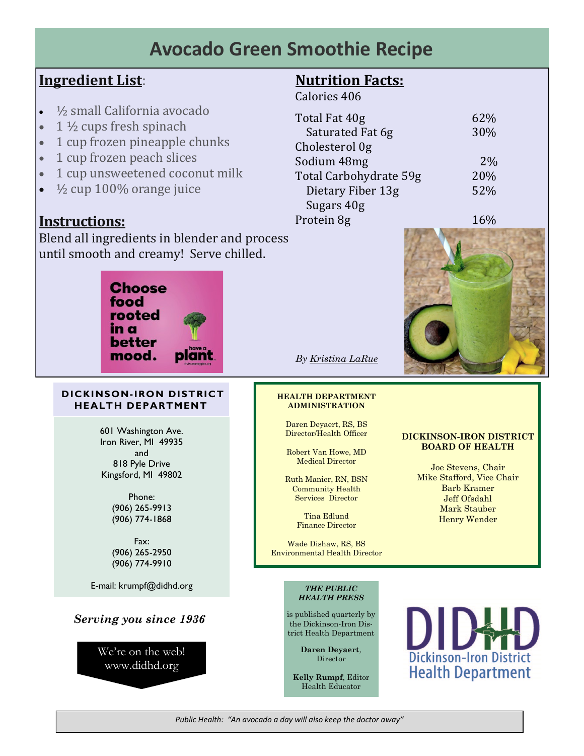# Avocado Green Smoothie Recipe

## Ingredient List:

- ½ small California avocado
- 1 ½ cups fresh spinach
- 1 cup frozen pineapple chunks
- 1 cup frozen peach slices
- 1 cup unsweetened coconut milk
- ½ cup 100% orange juice

## Instructions:

Blend all ingredients in blender and process until smooth and creamy! Serve chilled.

## Nutrition Facts:

Calories 406

| | |
|---|---|
| Total Fat 40g | 62% |
| Saturated Fat 6g | 30% |
| Cholesterol 0g | |
| Sodium 48mg | 2% |
| Total Carbohydrate 59g | 20% |
| Dietary Fiber 13g | 52% |
| Sugars 40g | |
| Protein 8g | 16% |

Choose food rooted in a better mood. have a plant.

*By Kristina LaRue*

**DICKINSON-IRON DISTRICT HEALTH DEPARTMENT**

601 Washington Ave.
Iron River, MI 49935
and
818 Pyle Drive
Kingsford, MI 49802

Phone:
(906) 265-9913
(906) 774-1868

Fax:
(906) 265-2950
(906) 774-9910

E-mail: krumpf@didhd.org

***Serving you since 1936***

We're on the web!
www.didhd.org

**HEALTH DEPARTMENT ADMINISTRATION**

Daren Deyaert, RS, BS
Director/Health Officer

Robert Van Howe, MD
Medical Director

Ruth Manier, RN, BSN
Community Health Services Director

Tina Edlund
Finance Director

Wade Dishaw, RS, BS
Environmental Health Director

**DICKINSON-IRON DISTRICT BOARD OF HEALTH**

Joe Stevens, Chair
Mike Stafford, Vice Chair
Barb Kramer
Jeff Ofsdahl
Mark Stauber
Henry Wender

***THE PUBLIC HEALTH PRESS***

is published quarterly by the Dickinson-Iron District Health Department

**Daren Deyaert**, Director

**Kelly Rumpf**, Editor
Health Educator

DIDHD
Dickinson-Iron District Health Department

*Public Health: "An avocado a day will also keep the doctor away"*